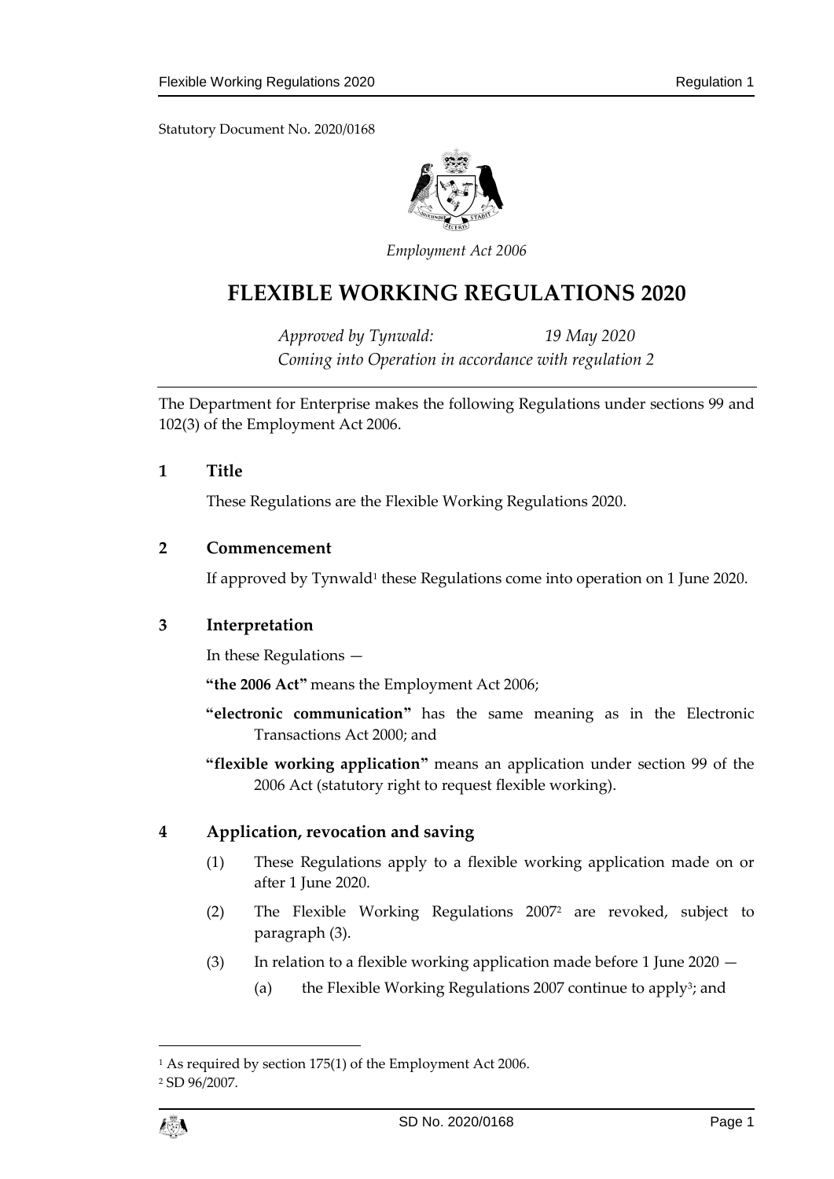Statutory Document No. 2020/0168

*Employment Act 2006*

# FLEXIBLE WORKING REGULATIONS 2020

*Approved by Tynwald: 19 May 2020*
*Coming into Operation in accordance with regulation 2*

The Department for Enterprise makes the following Regulations under sections 99 and 102(3) of the Employment Act 2006.

## 1 Title

These Regulations are the Flexible Working Regulations 2020.

## 2 Commencement

If approved by Tynwald[1] these Regulations come into operation on 1 June 2020.

## 3 Interpretation

In these Regulations —

**"the 2006 Act"** means the Employment Act 2006;

**"electronic communication"** has the same meaning as in the Electronic Transactions Act 2000; and

**"flexible working application"** means an application under section 99 of the 2006 Act (statutory right to request flexible working).

## 4 Application, revocation and saving

(1) These Regulations apply to a flexible working application made on or after 1 June 2020.

(2) The Flexible Working Regulations 2007[2] are revoked, subject to paragraph (3).

(3) In relation to a flexible working application made before 1 June 2020 —

(a) the Flexible Working Regulations 2007 continue to apply[3]; and

---

[1] As required by section 175(1) of the Employment Act 2006.

[2] SD 96/2007.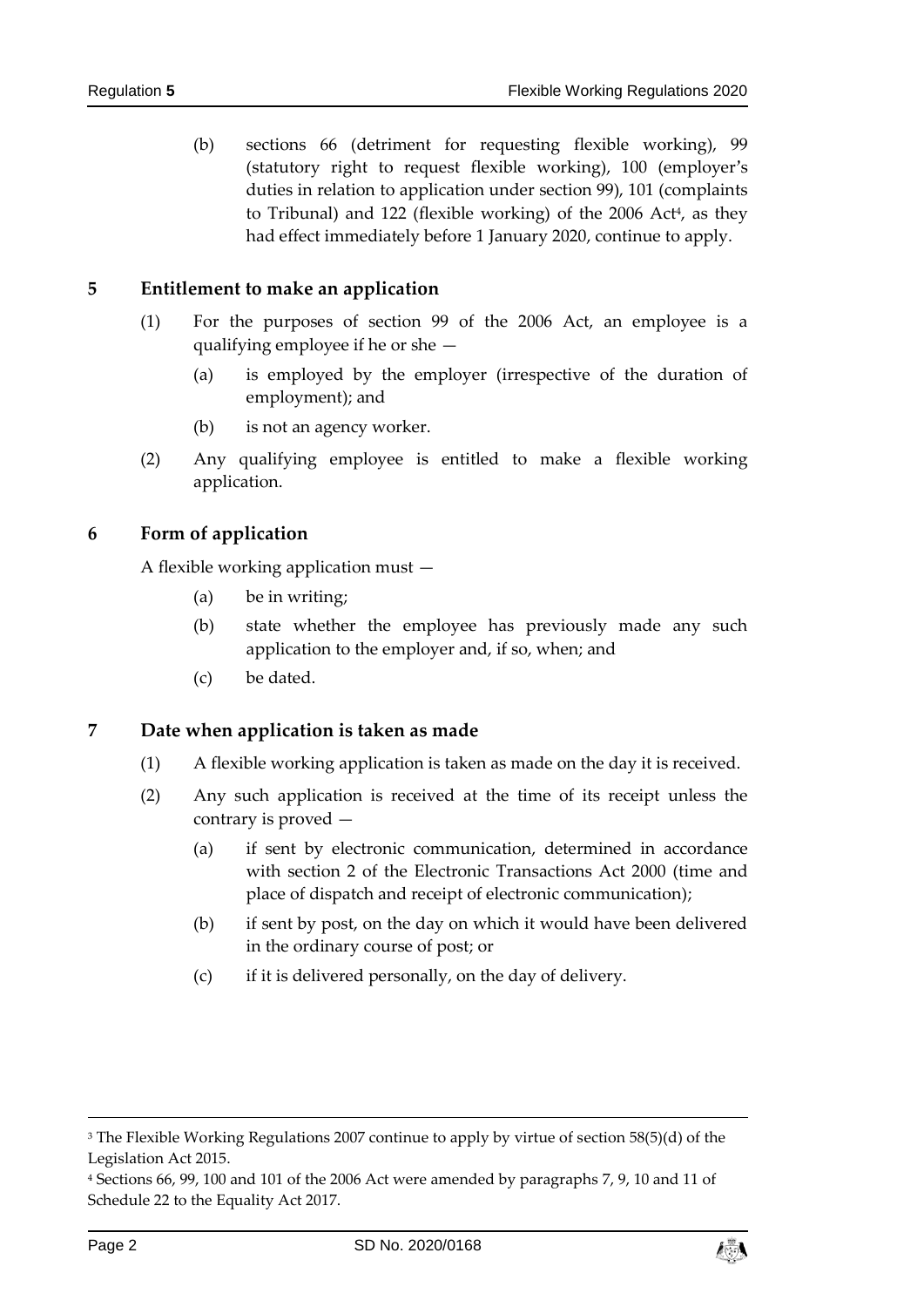(b) sections 66 (detriment for requesting flexible working), 99 (statutory right to request flexible working), 100 (employer's duties in relation to application under section 99), 101 (complaints to Tribunal) and 122 (flexible working) of the 2006 Act[4], as they had effect immediately before 1 January 2020, continue to apply.

## 5 Entitlement to make an application

(1) For the purposes of section 99 of the 2006 Act, an employee is a qualifying employee if he or she —

(a) is employed by the employer (irrespective of the duration of employment); and

(b) is not an agency worker.

(2) Any qualifying employee is entitled to make a flexible working application.

## 6 Form of application

A flexible working application must —

(a) be in writing;

(b) state whether the employee has previously made any such application to the employer and, if so, when; and

(c) be dated.

## 7 Date when application is taken as made

(1) A flexible working application is taken as made on the day it is received.

(2) Any such application is received at the time of its receipt unless the contrary is proved —

(a) if sent by electronic communication, determined in accordance with section 2 of the Electronic Transactions Act 2000 (time and place of dispatch and receipt of electronic communication);

(b) if sent by post, on the day on which it would have been delivered in the ordinary course of post; or

(c) if it is delivered personally, on the day of delivery.

---

[3] The Flexible Working Regulations 2007 continue to apply by virtue of section 58(5)(d) of the Legislation Act 2015.

[4] Sections 66, 99, 100 and 101 of the 2006 Act were amended by paragraphs 7, 9, 10 and 11 of Schedule 22 to the Equality Act 2017.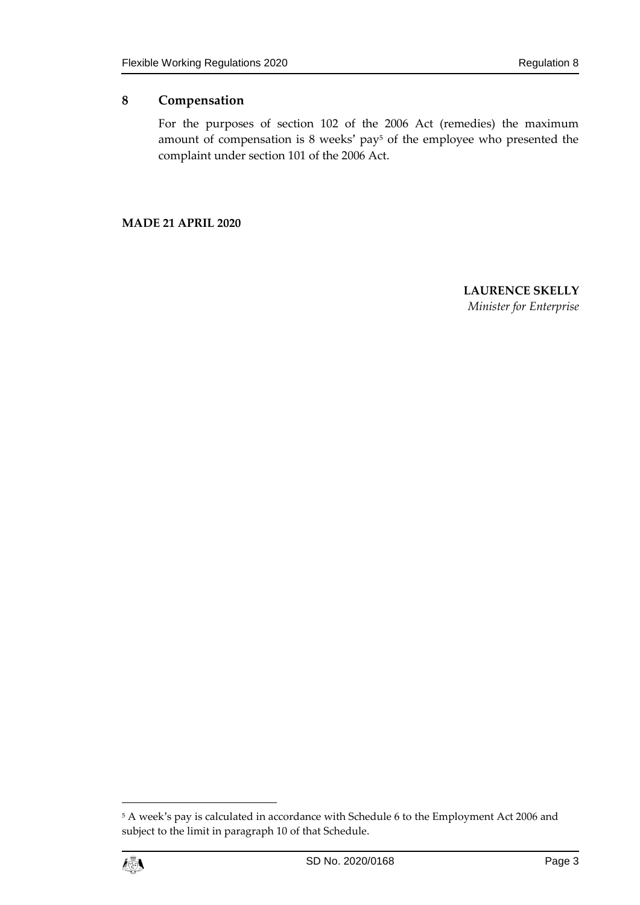## 8 Compensation

For the purposes of section 102 of the 2006 Act (remedies) the maximum amount of compensation is 8 weeks' pay[5] of the employee who presented the complaint under section 101 of the 2006 Act.

**MADE 21 APRIL 2020**

**LAURENCE SKELLY**
*Minister for Enterprise*

[5] A week's pay is calculated in accordance with Schedule 6 to the Employment Act 2006 and subject to the limit in paragraph 10 of that Schedule.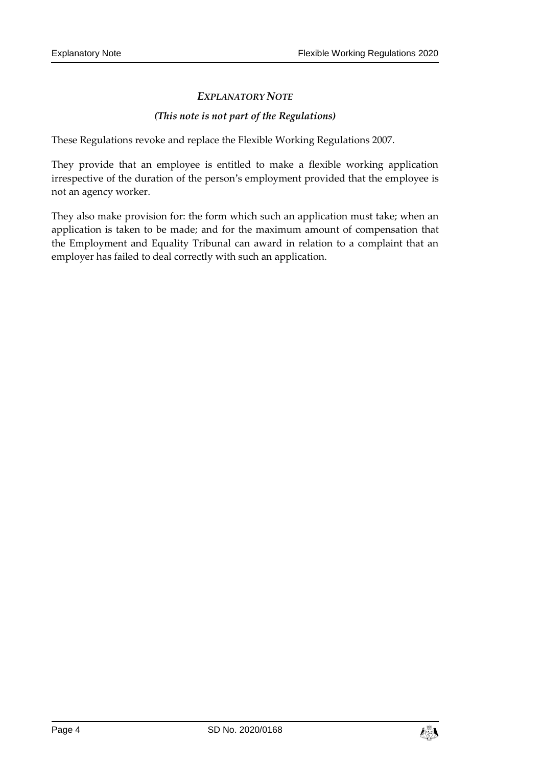## *EXPLANATORY NOTE*

***(This note is not part of the Regulations)***

These Regulations revoke and replace the Flexible Working Regulations 2007.

They provide that an employee is entitled to make a flexible working application irrespective of the duration of the person's employment provided that the employee is not an agency worker.

They also make provision for: the form which such an application must take; when an application is taken to be made; and for the maximum amount of compensation that the Employment and Equality Tribunal can award in relation to a complaint that an employer has failed to deal correctly with such an application.